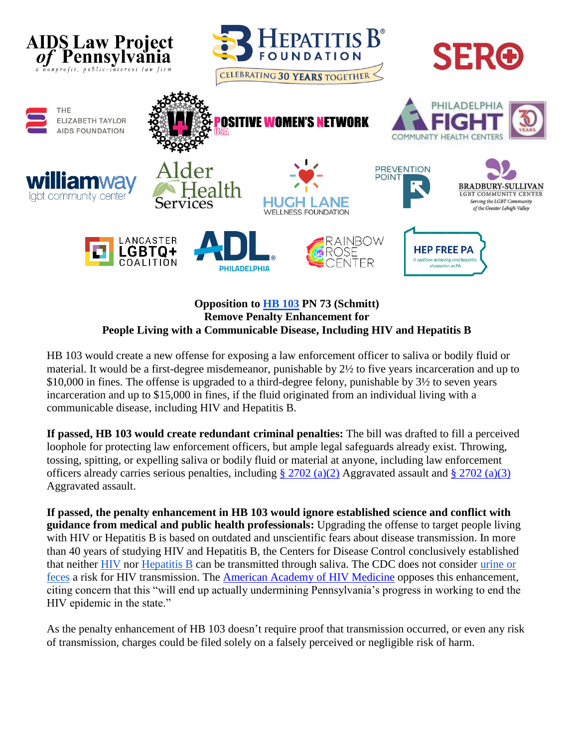**Opposition to HB 103 PN 73 (Schmitt)**
**Remove Penalty Enhancement for**
**People Living with a Communicable Disease, Including HIV and Hepatitis B**

HB 103 would create a new offense for exposing a law enforcement officer to saliva or bodily fluid or material. It would be a first-degree misdemeanor, punishable by 2½ to five years incarceration and up to $10,000 in fines. The offense is upgraded to a third-degree felony, punishable by 3½ to seven years incarceration and up to $15,000 in fines, if the fluid originated from an individual living with a communicable disease, including HIV and Hepatitis B.

**If passed, HB 103 would create redundant criminal penalties:** The bill was drafted to fill a perceived loophole for protecting law enforcement officers, but ample legal safeguards already exist. Throwing, tossing, spitting, or expelling saliva or bodily fluid or material at anyone, including law enforcement officers already carries serious penalties, including § 2702 (a)(2) Aggravated assault and § 2702 (a)(3) Aggravated assault.

**If passed, the penalty enhancement in HB 103 would ignore established science and conflict with guidance from medical and public health professionals:** Upgrading the offense to target people living with HIV or Hepatitis B is based on outdated and unscientific fears about disease transmission. In more than 40 years of studying HIV and Hepatitis B, the Centers for Disease Control conclusively established that neither HIV nor Hepatitis B can be transmitted through saliva. The CDC does not consider urine or feces a risk for HIV transmission. The American Academy of HIV Medicine opposes this enhancement, citing concern that this "will end up actually undermining Pennsylvania's progress in working to end the HIV epidemic in the state."

As the penalty enhancement of HB 103 doesn't require proof that transmission occurred, or even any risk of transmission, charges could be filed solely on a falsely perceived or negligible risk of harm.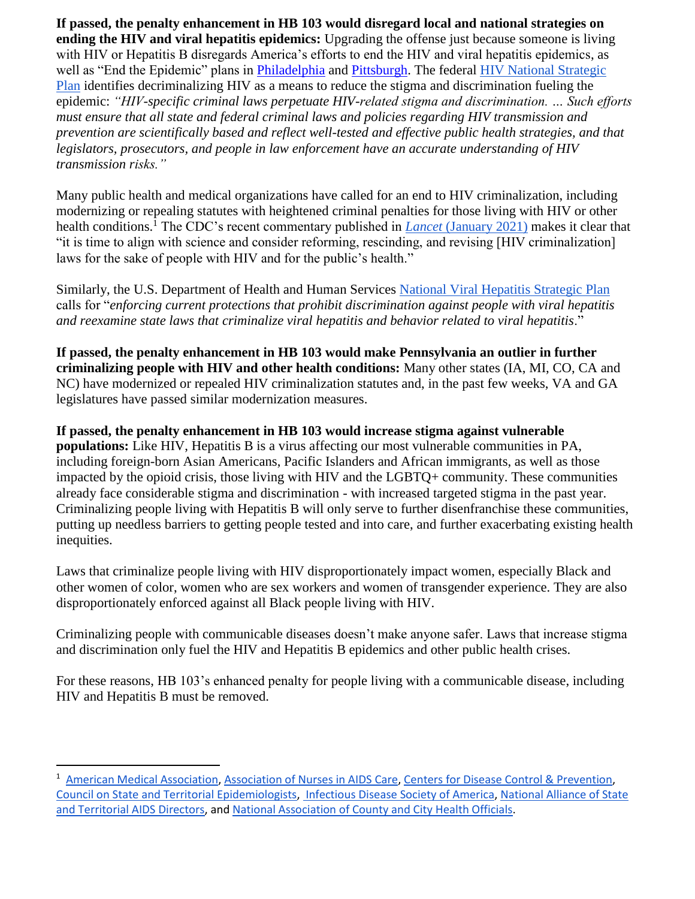**If passed, the penalty enhancement in HB 103 would disregard local and national strategies on ending the HIV and viral hepatitis epidemics:** Upgrading the offense just because someone is living with HIV or Hepatitis B disregards America's efforts to end the HIV and viral hepatitis epidemics, as well as "End the Epidemic" plans in Philadelphia and Pittsburgh. The federal HIV National Strategic Plan identifies decriminalizing HIV as a means to reduce the stigma and discrimination fueling the epidemic: *"HIV-specific criminal laws perpetuate HIV-related stigma and discrimination. … Such efforts must ensure that all state and federal criminal laws and policies regarding HIV transmission and prevention are scientifically based and reflect well-tested and effective public health strategies, and that legislators, prosecutors, and people in law enforcement have an accurate understanding of HIV transmission risks."*

Many public health and medical organizations have called for an end to HIV criminalization, including modernizing or repealing statutes with heightened criminal penalties for those living with HIV or other health conditions.[1] The CDC's recent commentary published in *Lancet* (January 2021) makes it clear that "it is time to align with science and consider reforming, rescinding, and revising [HIV criminalization] laws for the sake of people with HIV and for the public's health."

Similarly, the U.S. Department of Health and Human Services National Viral Hepatitis Strategic Plan calls for "*enforcing current protections that prohibit discrimination against people with viral hepatitis and reexamine state laws that criminalize viral hepatitis and behavior related to viral hepatitis*."

**If passed, the penalty enhancement in HB 103 would make Pennsylvania an outlier in further criminalizing people with HIV and other health conditions:** Many other states (IA, MI, CO, CA and NC) have modernized or repealed HIV criminalization statutes and, in the past few weeks, VA and GA legislatures have passed similar modernization measures.

**If passed, the penalty enhancement in HB 103 would increase stigma against vulnerable populations:** Like HIV, Hepatitis B is a virus affecting our most vulnerable communities in PA, including foreign-born Asian Americans, Pacific Islanders and African immigrants, as well as those impacted by the opioid crisis, those living with HIV and the LGBTQ+ community. These communities already face considerable stigma and discrimination - with increased targeted stigma in the past year. Criminalizing people living with Hepatitis B will only serve to further disenfranchise these communities, putting up needless barriers to getting people tested and into care, and further exacerbating existing health inequities.

Laws that criminalize people living with HIV disproportionately impact women, especially Black and other women of color, women who are sex workers and women of transgender experience. They are also disproportionately enforced against all Black people living with HIV.

Criminalizing people with communicable diseases doesn't make anyone safer. Laws that increase stigma and discrimination only fuel the HIV and Hepatitis B epidemics and other public health crises.

For these reasons, HB 103's enhanced penalty for people living with a communicable disease, including HIV and Hepatitis B must be removed.

---

[1] American Medical Association, Association of Nurses in AIDS Care, Centers for Disease Control & Prevention, Council on State and Territorial Epidemiologists, Infectious Disease Society of America, National Alliance of State and Territorial AIDS Directors, and National Association of County and City Health Officials.